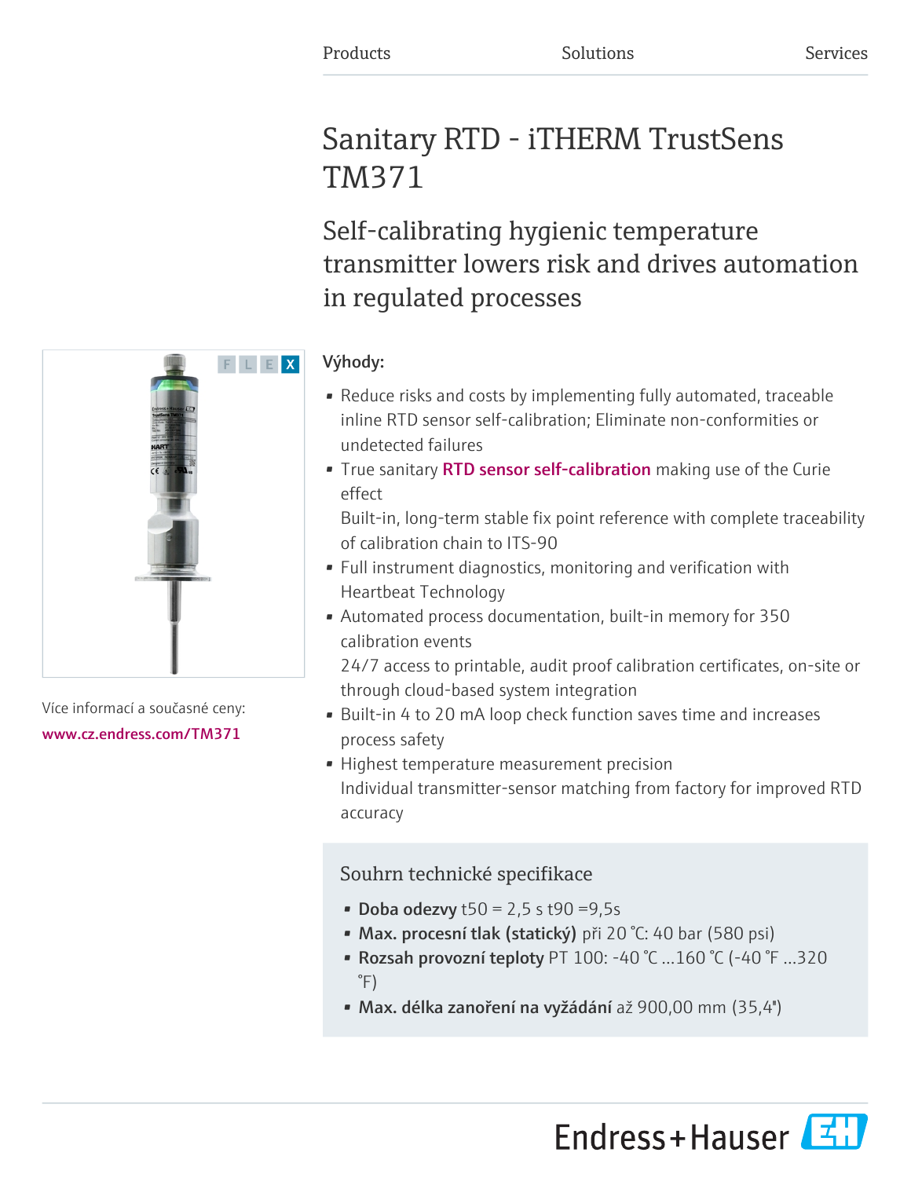Products Solutions Services

# Sanitary RTD - iTHERM TrustSens TM371

## Self-calibrating hygienic temperature transmitter lowers risk and drives automation in regulated processes

Více informací a současné ceny:
www.cz.endress.com/TM371

### Výhody:

- Reduce risks and costs by implementing fully automated, traceable inline RTD sensor self-calibration; Eliminate non-conformities or undetected failures
- True sanitary **RTD sensor self-calibration** making use of the Curie effect
  Built-in, long-term stable fix point reference with complete traceability of calibration chain to ITS-90
- Full instrument diagnostics, monitoring and verification with Heartbeat Technology
- Automated process documentation, built-in memory for 350 calibration events
  24/7 access to printable, audit proof calibration certificates, on-site or through cloud-based system integration
- Built-in 4 to 20 mA loop check function saves time and increases process safety
- Highest temperature measurement precision
  Individual transmitter-sensor matching from factory for improved RTD accuracy

### Souhrn technické specifikace

- **Doba odezvy** t50 = 2,5 s t90 =9,5s
- **Max. procesní tlak (statický)** při 20 °C: 40 bar (580 psi)
- **Rozsah provozní teploty** PT 100: -40 °C ...160 °C (-40 °F ...320 °F)
- **Max. délka zanoření na vyžádání** až 900,00 mm (35,4")

Endress+Hauser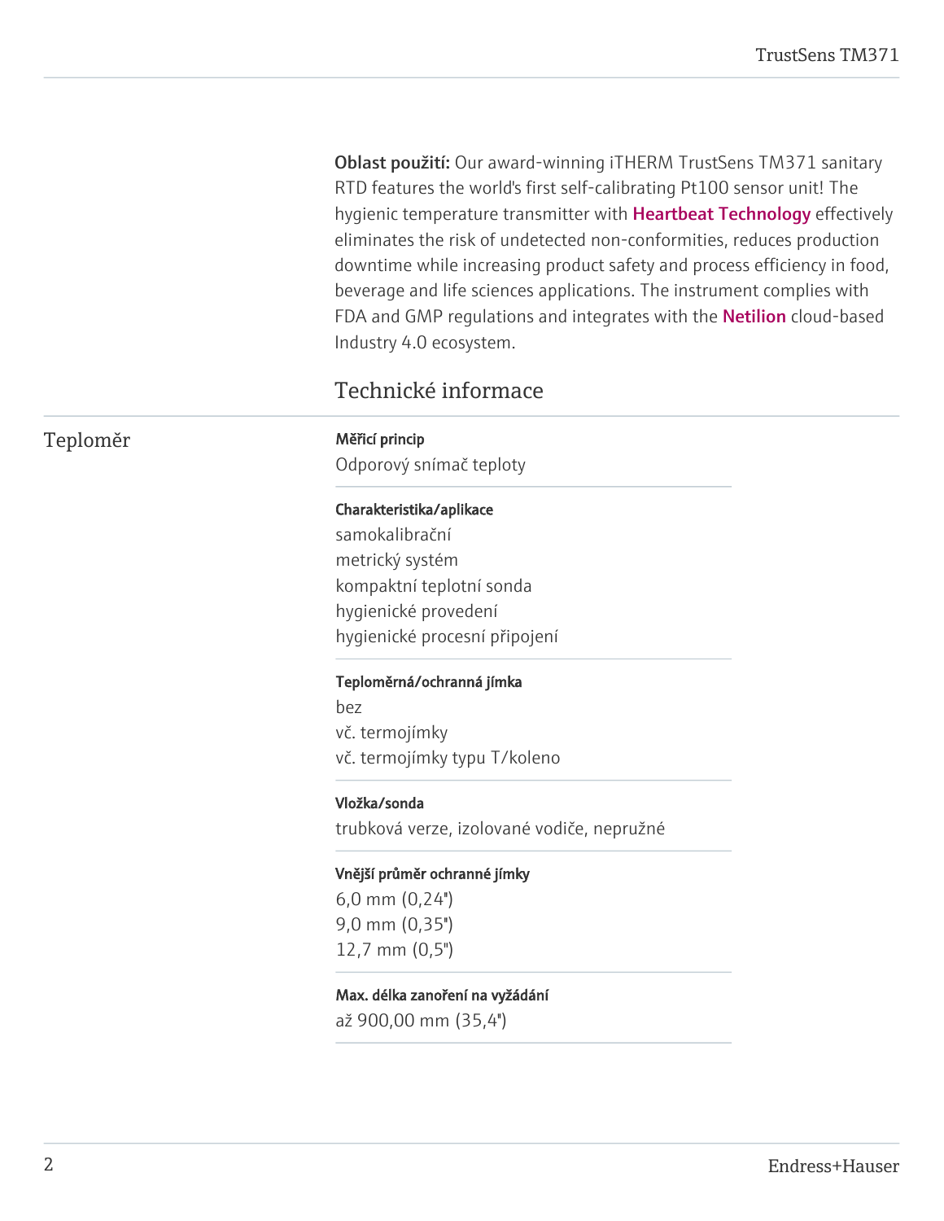**Oblast použití:** Our award-winning iTHERM TrustSens TM371 sanitary RTD features the world's first self-calibrating Pt100 sensor unit! The hygienic temperature transmitter with **Heartbeat Technology** effectively eliminates the risk of undetected non-conformities, reduces production downtime while increasing product safety and process efficiency in food, beverage and life sciences applications. The instrument complies with FDA and GMP regulations and integrates with the **Netilion** cloud-based Industry 4.0 ecosystem.

## Technické informace

### Teploměr

**Měřicí princip**
Odporový snímač teploty

**Charakteristika/aplikace**
samokalibrační
metrický systém
kompaktní teplotní sonda
hygienické provedení
hygienické procesní připojení

**Teploměrná/ochranná jímka**
bez
vč. termojímky
vč. termojímky typu T/koleno

**Vložka/sonda**
trubková verze, izolované vodiče, nepružné

**Vnější průměr ochranné jímky**
6,0 mm (0,24")
9,0 mm (0,35")
12,7 mm (0,5")

**Max. délka zanoření na vyžádání**
až 900,00 mm (35,4")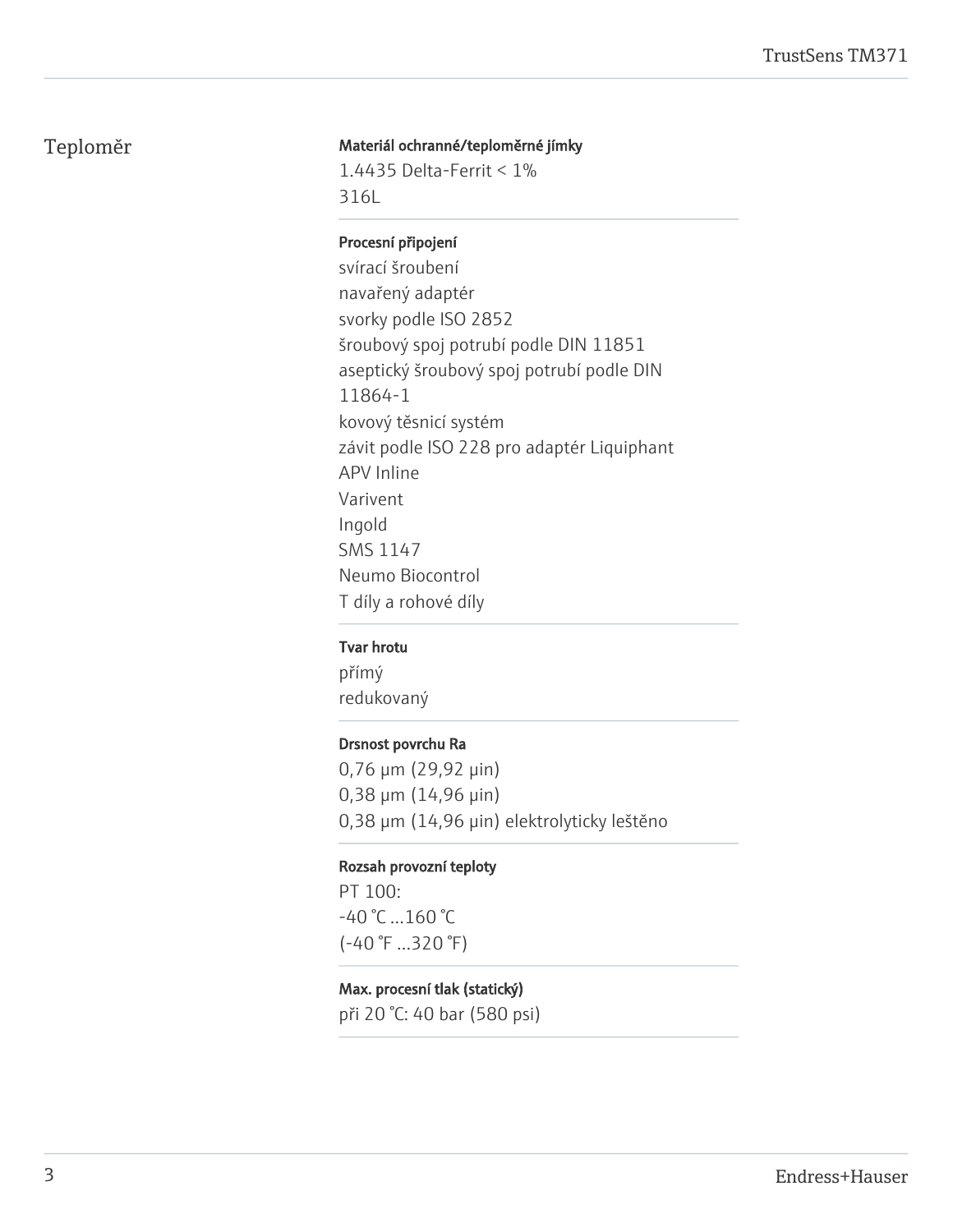## Teploměr

**Materiál ochranné/teploměrné jímky**

1.4435 Delta-Ferrit < 1%
316L

**Procesní připojení**

svírací šroubení
navařený adaptér
svorky podle ISO 2852
šroubový spoj potrubí podle DIN 11851
aseptický šroubový spoj potrubí podle DIN 11864-1
kovový těsnicí systém
závit podle ISO 228 pro adaptér Liquiphant
APV Inline
Varivent
Ingold
SMS 1147
Neumo Biocontrol
T díly a rohové díly

**Tvar hrotu**

přímý
redukovaný

**Drsnost povrchu Ra**

0,76 µm (29,92 µin)
0,38 µm (14,96 µin)
0,38 µm (14,96 µin) elektrolyticky leštěno

**Rozsah provozní teploty**

PT 100:
-40 °C ...160 °C
(-40 °F ...320 °F)

**Max. procesní tlak (statický)**

při 20 °C: 40 bar (580 psi)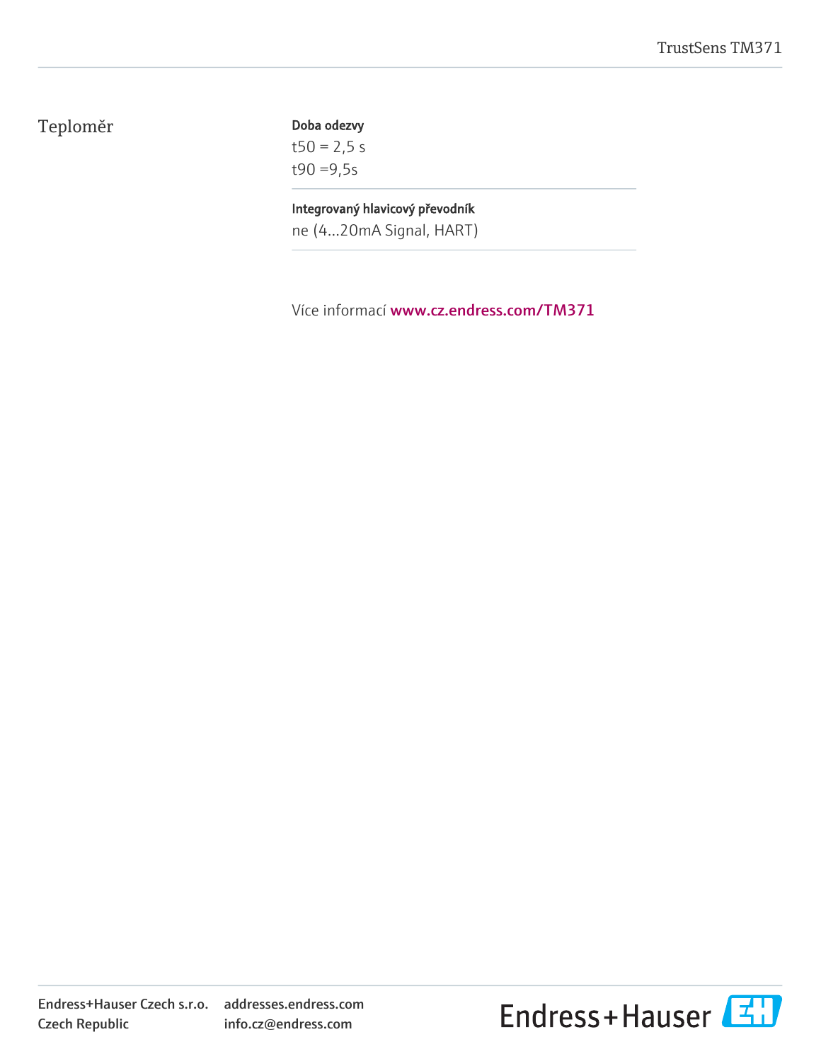## Teploměr

**Doba odezvy**

t50 = 2,5 s

t90 =9,5s

**Integrovaný hlavicový převodník**

ne (4...20mA Signal, HART)

Více informací **www.cz.endress.com/TM371**

Endress+Hauser Czech s.r.o.
Czech Republic

addresses.endress.com
info.cz@endress.com